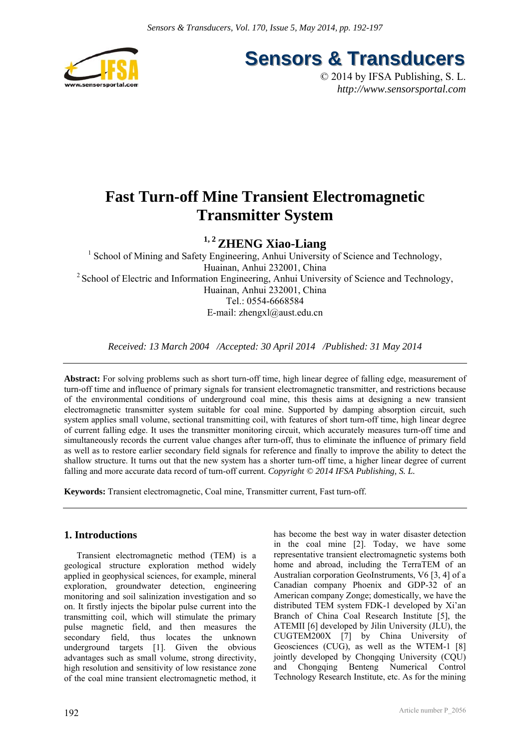# Fast Turn-off Mine Transient Electromagnetic Transmitter System

## [1, 2] ZHENG Xiao-Liang

[1] School of Mining and Safety Engineering, Anhui University of Science and Technology, Huainan, Anhui 232001, China
[2] School of Electric and Information Engineering, Anhui University of Science and Technology, Huainan, Anhui 232001, China
Tel.: 0554-6668584
E-mail: zhengxl@aust.edu.cn

*Received: 13 March 2004 /Accepted: 30 April 2014 /Published: 31 May 2014*

**Abstract:** For solving problems such as short turn-off time, high linear degree of falling edge, measurement of turn-off time and influence of primary signals for transient electromagnetic transmitter, and restrictions because of the environmental conditions of underground coal mine, this thesis aims at designing a new transient electromagnetic transmitter system suitable for coal mine. Supported by damping absorption circuit, such system applies small volume, sectional transmitting coil, with features of short turn-off time, high linear degree of current falling edge. It uses the transmitter monitoring circuit, which accurately measures turn-off time and simultaneously records the current value changes after turn-off, thus to eliminate the influence of primary field as well as to restore earlier secondary field signals for reference and finally to improve the ability to detect the shallow structure. It turns out that the new system has a shorter turn-off time, a higher linear degree of current falling and more accurate data record of turn-off current. *Copyright © 2014 IFSA Publishing, S. L.*

**Keywords:** Transient electromagnetic, Coal mine, Transmitter current, Fast turn-off.

## 1. Introductions

Transient electromagnetic method (TEM) is a geological structure exploration method widely applied in geophysical sciences, for example, mineral exploration, groundwater detection, engineering monitoring and soil salinization investigation and so on. It firstly injects the bipolar pulse current into the transmitting coil, which will stimulate the primary pulse magnetic field, and then measures the secondary field, thus locates the unknown underground targets [1]. Given the obvious advantages such as small volume, strong directivity, high resolution and sensitivity of low resistance zone of the coal mine transient electromagnetic method, it has become the best way in water disaster detection in the coal mine [2]. Today, we have some representative transient electromagnetic systems both home and abroad, including the TerraTEM of an Australian corporation GeoInstruments, V6 [3, 4] of a Canadian company Phoenix and GDP-32 of an American company Zonge; domestically, we have the distributed TEM system FDK-1 developed by Xi'an Branch of China Coal Research Institute [5], the ATEMII [6] developed by Jilin University (JLU), the CUGTEM200X [7] by China University of Geosciences (CUG), as well as the WTEM-1 [8] jointly developed by Chongqing University (CQU) and Chongqing Benteng Numerical Control Technology Research Institute, etc. As for the mining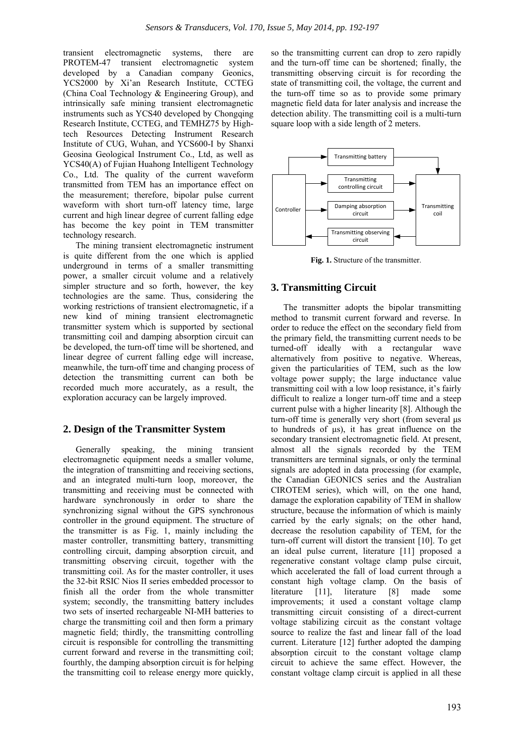transient electromagnetic systems, there are PROTEM-47 transient electromagnetic system developed by a Canadian company Geonics, YCS2000 by Xi'an Research Institute, CCTEG (China Coal Technology & Engineering Group), and intrinsically safe mining transient electromagnetic instruments such as YCS40 developed by Chongqing Research Institute, CCTEG, and TEMHZ75 by High-tech Resources Detecting Instrument Research Institute of CUG, Wuhan, and YCS600-I by Shanxi Geosina Geological Instrument Co., Ltd, as well as YCS40(A) of Fujian Huahong Intelligent Technology Co., Ltd. The quality of the current waveform transmitted from TEM has an importance effect on the measurement; therefore, bipolar pulse current waveform with short turn-off latency time, large current and high linear degree of current falling edge has become the key point in TEM transmitter technology research.

The mining transient electromagnetic instrument is quite different from the one which is applied underground in terms of a smaller transmitting power, a smaller circuit volume and a relatively simpler structure and so forth, however, the key technologies are the same. Thus, considering the working restrictions of transient electromagnetic, if a new kind of mining transient electromagnetic transmitter system which is supported by sectional transmitting coil and damping absorption circuit can be developed, the turn-off time will be shortened, and linear degree of current falling edge will increase, meanwhile, the turn-off time and changing process of detection the transmitting current can both be recorded much more accurately, as a result, the exploration accuracy can be largely improved.

## 2. Design of the Transmitter System

Generally speaking, the mining transient electromagnetic equipment needs a smaller volume, the integration of transmitting and receiving sections, and an integrated multi-turn loop, moreover, the transmitting and receiving must be connected with hardware synchronously in order to share the synchronizing signal without the GPS synchronous controller in the ground equipment. The structure of the transmitter is as Fig. 1, mainly including the master controller, transmitting battery, transmitting controlling circuit, damping absorption circuit, and transmitting observing circuit, together with the transmitting coil. As for the master controller, it uses the 32-bit RSIC Nios II series embedded processor to finish all the order from the whole transmitter system; secondly, the transmitting battery includes two sets of inserted rechargeable NI-MH batteries to charge the transmitting coil and then form a primary magnetic field; thirdly, the transmitting controlling circuit is responsible for controlling the transmitting current forward and reverse in the transmitting coil; fourthly, the damping absorption circuit is for helping the transmitting coil to release energy more quickly, so the transmitting current can drop to zero rapidly and the turn-off time can be shortened; finally, the transmitting observing circuit is for recording the state of transmitting coil, the voltage, the current and the turn-off time so as to provide some primary magnetic field data for later analysis and increase the detection ability. The transmitting coil is a multi-turn square loop with a side length of 2 meters.

Controller | Transmitting battery | Transmitting controlling circuit | Damping absorption circuit | Transmitting observing circuit | Transmitting coil

**Fig. 1.** Structure of the transmitter.

## 3. Transmitting Circuit

The transmitter adopts the bipolar transmitting method to transmit current forward and reverse. In order to reduce the effect on the secondary field from the primary field, the transmitting current needs to be turned-off ideally with a rectangular wave alternatively from positive to negative. Whereas, given the particularities of TEM, such as the low voltage power supply; the large inductance value transmitting coil with a low loop resistance, it's fairly difficult to realize a longer turn-off time and a steep current pulse with a higher linearity [8]. Although the turn-off time is generally very short (from several μs to hundreds of μs), it has great influence on the secondary transient electromagnetic field. At present, almost all the signals recorded by the TEM transmitters are terminal signals, or only the terminal signals are adopted in data processing (for example, the Canadian GEONICS series and the Australian CIROTEM series), which will, on the one hand, damage the exploration capability of TEM in shallow structure, because the information of which is mainly carried by the early signals; on the other hand, decrease the resolution capability of TEM, for the turn-off current will distort the transient [10]. To get an ideal pulse current, literature [11] proposed a regenerative constant voltage clamp pulse circuit, which accelerated the fall of load current through a constant high voltage clamp. On the basis of literature [11], literature [8] made some improvements; it used a constant voltage clamp transmitting circuit consisting of a direct-current voltage stabilizing circuit as the constant voltage source to realize the fast and linear fall of the load current. Literature [12] further adopted the damping absorption circuit to the constant voltage clamp circuit to achieve the same effect. However, the constant voltage clamp circuit is applied in all these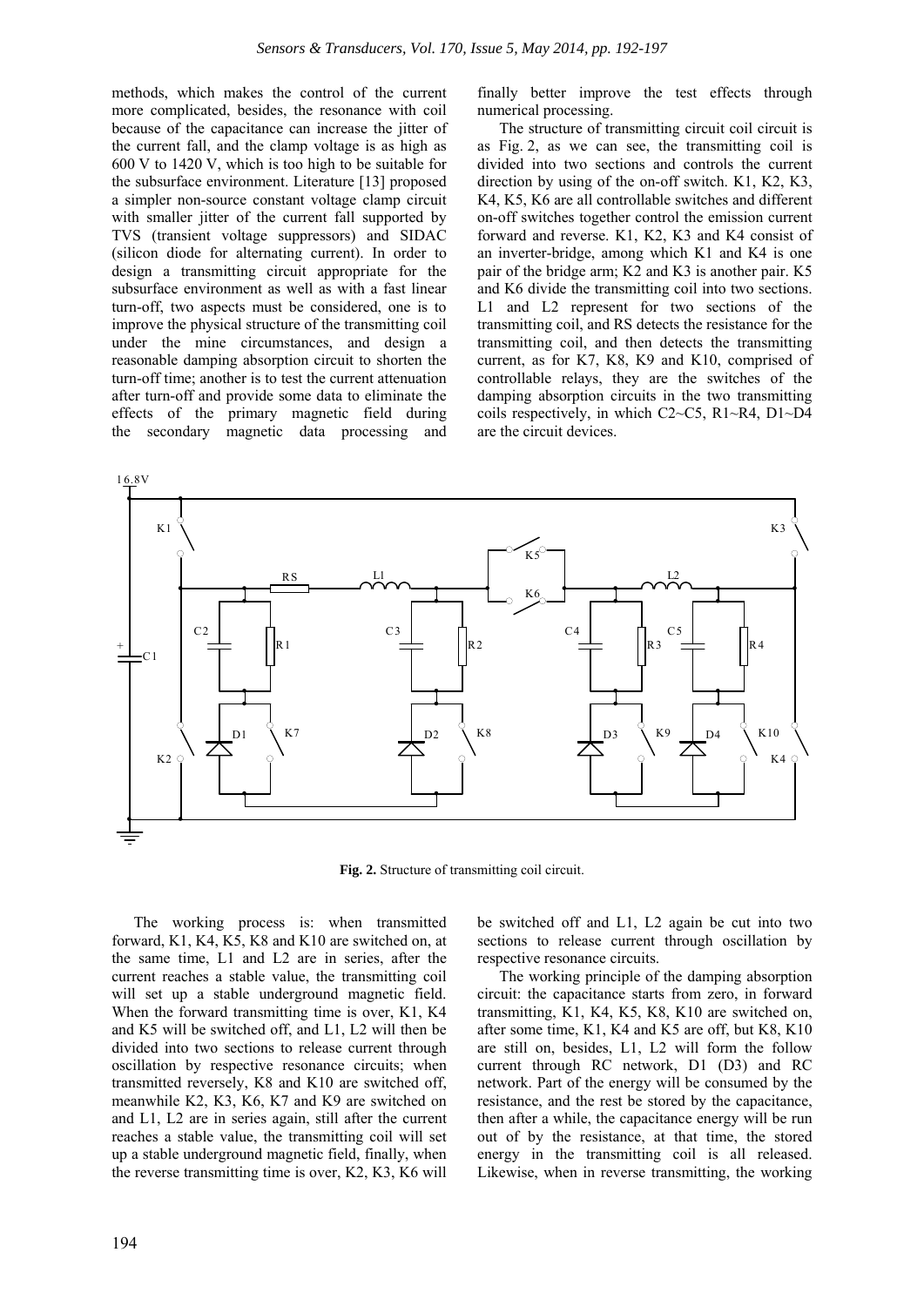methods, which makes the control of the current more complicated, besides, the resonance with coil because of the capacitance can increase the jitter of the current fall, and the clamp voltage is as high as 600 V to 1420 V, which is too high to be suitable for the subsurface environment. Literature [13] proposed a simpler non-source constant voltage clamp circuit with smaller jitter of the current fall supported by TVS (transient voltage suppressors) and SIDAC (silicon diode for alternating current). In order to design a transmitting circuit appropriate for the subsurface environment as well as with a fast linear turn-off, two aspects must be considered, one is to improve the physical structure of the transmitting coil under the mine circumstances, and design a reasonable damping absorption circuit to shorten the turn-off time; another is to test the current attenuation after turn-off and provide some data to eliminate the effects of the primary magnetic field during the secondary magnetic data processing and finally better improve the test effects through numerical processing.

The structure of transmitting circuit coil circuit is as Fig. 2, as we can see, the transmitting coil is divided into two sections and controls the current direction by using of the on-off switch. K1, K2, K3, K4, K5, K6 are all controllable switches and different on-off switches together control the emission current forward and reverse. K1, K2, K3 and K4 consist of an inverter-bridge, among which K1 and K4 is one pair of the bridge arm; K2 and K3 is another pair. K5 and K6 divide the transmitting coil into two sections. L1 and L2 represent for two sections of the transmitting coil, and RS detects the resistance for the transmitting coil, and then detects the transmitting current, as for K7, K8, K9 and K10, comprised of controllable relays, they are the switches of the damping absorption circuits in the two transmitting coils respectively, in which C2~C5, R1~R4, D1~D4 are the circuit devices.

**Fig. 2.** Structure of transmitting coil circuit.

The working process is: when transmitted forward, K1, K4, K5, K8 and K10 are switched on, at the same time, L1 and L2 are in series, after the current reaches a stable value, the transmitting coil will set up a stable underground magnetic field. When the forward transmitting time is over, K1, K4 and K5 will be switched off, and L1, L2 will then be divided into two sections to release current through oscillation by respective resonance circuits; when transmitted reversely, K8 and K10 are switched off, meanwhile K2, K3, K6, K7 and K9 are switched on and L1, L2 are in series again, still after the current reaches a stable value, the transmitting coil will set up a stable underground magnetic field, finally, when the reverse transmitting time is over, K2, K3, K6 will be switched off and L1, L2 again be cut into two sections to release current through oscillation by respective resonance circuits.

The working principle of the damping absorption circuit: the capacitance starts from zero, in forward transmitting, K1, K4, K5, K8, K10 are switched on, after some time, K1, K4 and K5 are off, but K8, K10 are still on, besides, L1, L2 will form the follow current through RC network, D1 (D3) and RC network. Part of the energy will be consumed by the resistance, and the rest be stored by the capacitance, then after a while, the capacitance energy will be run out of by the resistance, at that time, the stored energy in the transmitting coil is all released. Likewise, when in reverse transmitting, the working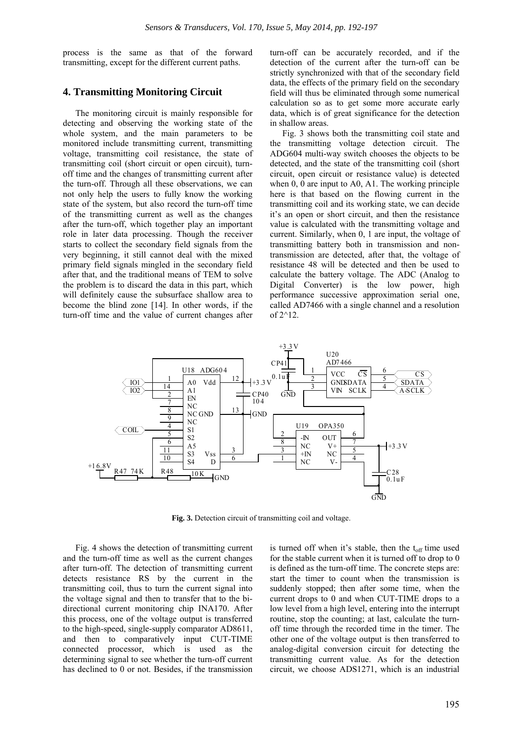process is the same as that of the forward transmitting, except for the different current paths.

## 4. Transmitting Monitoring Circuit

The monitoring circuit is mainly responsible for detecting and observing the working state of the whole system, and the main parameters to be monitored include transmitting current, transmitting voltage, transmitting coil resistance, the state of transmitting coil (short circuit or open circuit), turn-off time and the changes of transmitting current after the turn-off. Through all these observations, we can not only help the users to fully know the working state of the system, but also record the turn-off time of the transmitting current as well as the changes after the turn-off, which together play an important role in later data processing. Though the receiver starts to collect the secondary field signals from the very beginning, it still cannot deal with the mixed primary field signals mingled in the secondary field after that, and the traditional means of TEM to solve the problem is to discard the data in this part, which will definitely cause the subsurface shallow area to become the blind zone [14]. In other words, if the turn-off time and the value of current changes after turn-off can be accurately recorded, and if the detection of the current after the turn-off can be strictly synchronized with that of the secondary field data, the effects of the primary field on the secondary field will thus be eliminated through some numerical calculation so as to get some more accurate early data, which is of great significance for the detection in shallow areas.

Fig. 3 shows both the transmitting coil state and the transmitting voltage detection circuit. The ADG604 multi-way switch chooses the objects to be detected, and the state of the transmitting coil (short circuit, open circuit or resistance value) is detected when 0, 0 are input to A0, A1. The working principle here is that based on the flowing current in the transmitting coil and its working state, we can decide it's an open or short circuit, and then the resistance value is calculated with the transmitting voltage and current. Similarly, when 0, 1 are input, the voltage of transmitting battery both in transmission and non-transmission are detected, after that, the voltage of resistance 48 will be detected and then be used to calculate the battery voltage. The ADC (Analog to Digital Converter) is the low power, high performance successive approximation serial one, called AD7466 with a single channel and a resolution of 2^12.

**Fig. 3.** Detection circuit of transmitting coil and voltage.

Fig. 4 shows the detection of transmitting current and the turn-off time as well as the current changes after turn-off. The detection of transmitting current detects resistance RS by the current in the transmitting coil, thus to turn the current signal into the voltage signal and then to transfer that to the bi-directional current monitoring chip INA170. After this process, one of the voltage output is transferred to the high-speed, single-supply comparator AD8611, and then to comparatively input CUT-TIME connected processor, which is used as the determining signal to see whether the turn-off current has declined to 0 or not. Besides, if the transmission is turned off when it's stable, then the $t_{off}$ time used for the stable current when it is turned off to drop to 0 is defined as the turn-off time. The concrete steps are: start the timer to count when the transmission is suddenly stopped; then after some time, when the current drops to 0 and when CUT-TIME drops to a low level from a high level, entering into the interrupt routine, stop the counting; at last, calculate the turn-off time through the recorded time in the timer. The other one of the voltage output is then transferred to analog-digital conversion circuit for detecting the transmitting current value. As for the detection circuit, we choose ADS1271, which is an industrial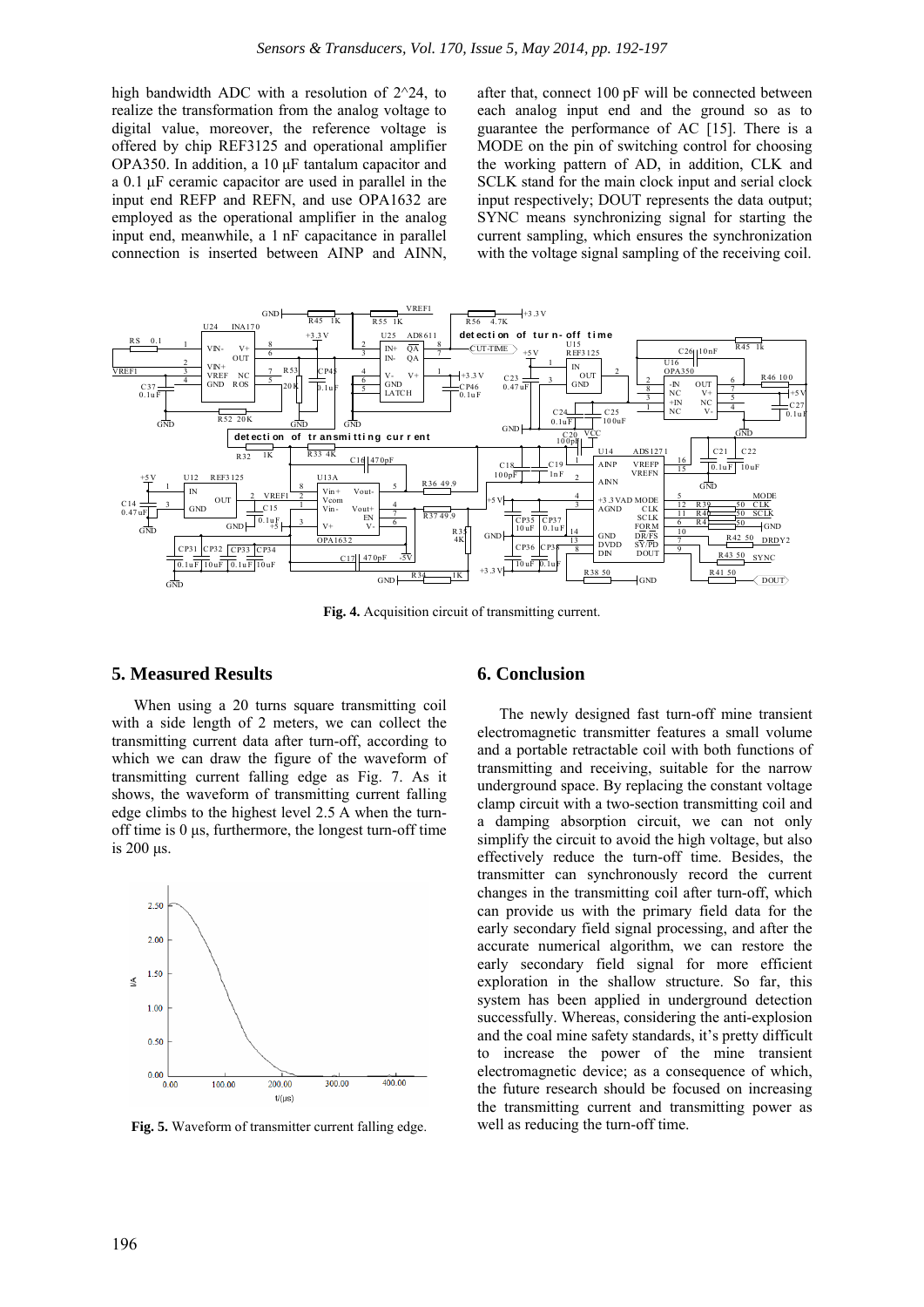high bandwidth ADC with a resolution of 2^24, to realize the transformation from the analog voltage to digital value, moreover, the reference voltage is offered by chip REF3125 and operational amplifier OPA350. In addition, a 10 μF tantalum capacitor and a 0.1 μF ceramic capacitor are used in parallel in the input end REFP and REFN, and use OPA1632 are employed as the operational amplifier in the analog input end, meanwhile, a 1 nF capacitance in parallel connection is inserted between AINP and AINN, after that, connect 100 pF will be connected between each analog input end and the ground so as to guarantee the performance of AC [15]. There is a MODE on the pin of switching control for choosing the working pattern of AD, in addition, CLK and SCLK stand for the main clock input and serial clock input respectively; DOUT represents the data output; SYNC means synchronizing signal for starting the current sampling, which ensures the synchronization with the voltage signal sampling of the receiving coil.

**Fig. 4.** Acquisition circuit of transmitting current.

## 5. Measured Results

When using a 20 turns square transmitting coil with a side length of 2 meters, we can collect the transmitting current data after turn-off, according to which we can draw the figure of the waveform of transmitting current falling edge as Fig. 7. As it shows, the waveform of transmitting current falling edge climbs to the highest level 2.5 A when the turn-off time is 0 μs, furthermore, the longest turn-off time is 200 μs.

**Fig. 5.** Waveform of transmitter current falling edge.

## 6. Conclusion

The newly designed fast turn-off mine transient electromagnetic transmitter features a small volume and a portable retractable coil with both functions of transmitting and receiving, suitable for the narrow underground space. By replacing the constant voltage clamp circuit with a two-section transmitting coil and a damping absorption circuit, we can not only simplify the circuit to avoid the high voltage, but also effectively reduce the turn-off time. Besides, the transmitter can synchronously record the current changes in the transmitting coil after turn-off, which can provide us with the primary field data for the early secondary field signal processing, and after the accurate numerical algorithm, we can restore the early secondary field signal for more efficient exploration in the shallow structure. So far, this system has been applied in underground detection successfully. Whereas, considering the anti-explosion and the coal mine safety standards, it's pretty difficult to increase the power of the mine transient electromagnetic device; as a consequence of which, the future research should be focused on increasing the transmitting current and transmitting power as well as reducing the turn-off time.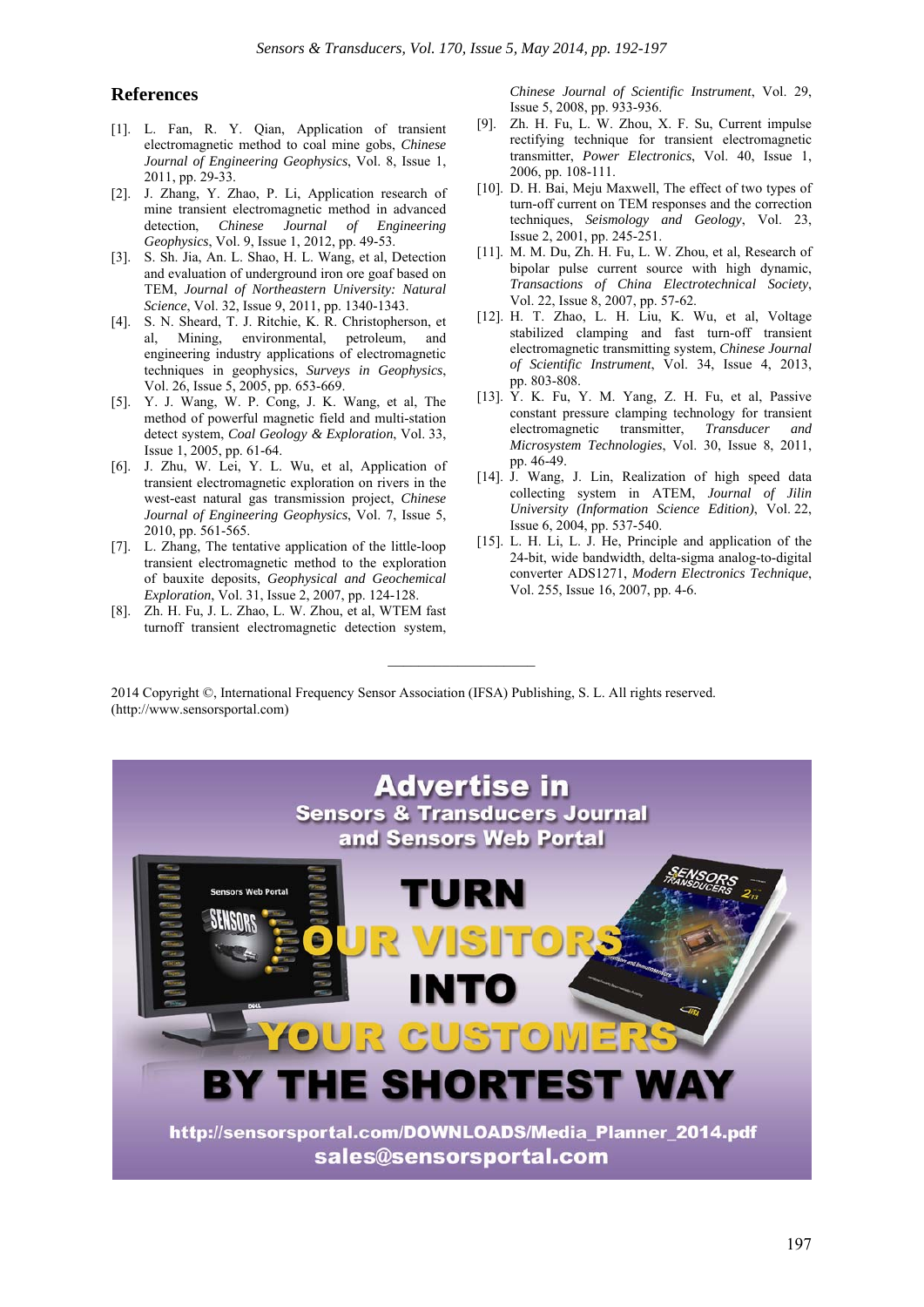## References

[1]. L. Fan, R. Y. Qian, Application of transient electromagnetic method to coal mine gobs, *Chinese Journal of Engineering Geophysics*, Vol. 8, Issue 1, 2011, pp. 29-33.

[2]. J. Zhang, Y. Zhao, P. Li, Application research of mine transient electromagnetic method in advanced detection, *Chinese Journal of Engineering Geophysics*, Vol. 9, Issue 1, 2012, pp. 49-53.

[3]. S. Sh. Jia, An. L. Shao, H. L. Wang, et al, Detection and evaluation of underground iron ore goaf based on TEM, *Journal of Northeastern University: Natural Science*, Vol. 32, Issue 9, 2011, pp. 1340-1343.

[4]. S. N. Sheard, T. J. Ritchie, K. R. Christopherson, et al, Mining, environmental, petroleum, and engineering industry applications of electromagnetic techniques in geophysics, *Surveys in Geophysics*, Vol. 26, Issue 5, 2005, pp. 653-669.

[5]. Y. J. Wang, W. P. Cong, J. K. Wang, et al, The method of powerful magnetic field and multi-station detect system, *Coal Geology & Exploration*, Vol. 33, Issue 1, 2005, pp. 61-64.

[6]. J. Zhu, W. Lei, Y. L. Wu, et al, Application of transient electromagnetic exploration on rivers in the west-east natural gas transmission project, *Chinese Journal of Engineering Geophysics*, Vol. 7, Issue 5, 2010, pp. 561-565.

[7]. L. Zhang, The tentative application of the little-loop transient electromagnetic method to the exploration of bauxite deposits, *Geophysical and Geochemical Exploration*, Vol. 31, Issue 2, 2007, pp. 124-128.

[8]. Zh. H. Fu, J. L. Zhao, L. W. Zhou, et al, WTEM fast turnoff transient electromagnetic detection system, *Chinese Journal of Scientific Instrument*, Vol. 29, Issue 5, 2008, pp. 933-936.

[9]. Zh. H. Fu, L. W. Zhou, X. F. Su, Current impulse rectifying technique for transient electromagnetic transmitter, *Power Electronics*, Vol. 40, Issue 1, 2006, pp. 108-111.

[10]. D. H. Bai, Meju Maxwell, The effect of two types of turn-off current on TEM responses and the correction techniques, *Seismology and Geology*, Vol. 23, Issue 2, 2001, pp. 245-251.

[11]. M. M. Du, Zh. H. Fu, L. W. Zhou, et al, Research of bipolar pulse current source with high dynamic, *Transactions of China Electrotechnical Society*, Vol. 22, Issue 8, 2007, pp. 57-62.

[12]. H. T. Zhao, L. H. Liu, K. Wu, et al, Voltage stabilized clamping and fast turn-off transient electromagnetic transmitting system, *Chinese Journal of Scientific Instrument*, Vol. 34, Issue 4, 2013, pp. 803-808.

[13]. Y. K. Fu, Y. M. Yang, Z. H. Fu, et al, Passive constant pressure clamping technology for transient electromagnetic transmitter, *Transducer and Microsystem Technologies*, Vol. 30, Issue 8, 2011, pp. 46-49.

[14]. J. Wang, J. Lin, Realization of high speed data collecting system in ATEM, *Journal of Jilin University (Information Science Edition)*, Vol. 22, Issue 6, 2004, pp. 537-540.

[15]. L. H. Li, L. J. He, Principle and application of the 24-bit, wide bandwidth, delta-sigma analog-to-digital converter ADS1271, *Modern Electronics Technique*, Vol. 255, Issue 16, 2007, pp. 4-6.

---

2014 Copyright ©, International Frequency Sensor Association (IFSA) Publishing, S. L. All rights reserved. (http://www.sensorsportal.com)

Advertise in Sensors & Transducers Journal and Sensors Web Portal

TURN OUR VISITORS INTO YOUR CUSTOMERS BY THE SHORTEST WAY

http://sensorsportal.com/DOWNLOADS/Media_Planner_2014.pdf

sales@sensorsportal.com